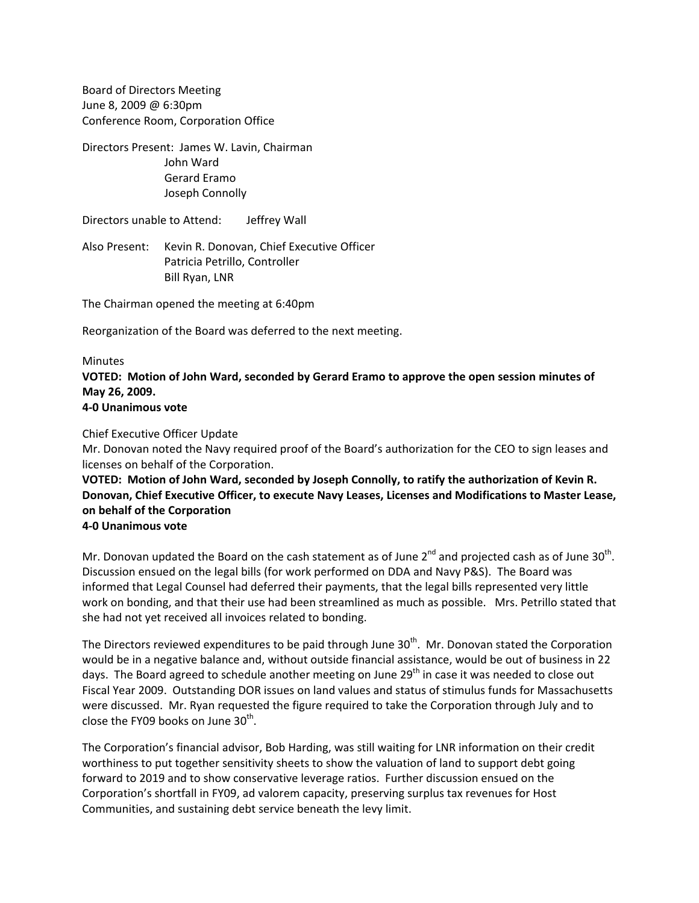Board of Directors Meeting
June 8, 2009 @ 6:30pm
Conference Room, Corporation Office

Directors Present: James W. Lavin, Chairman
John Ward
Gerard Eramo
Joseph Connolly

Directors unable to Attend: Jeffrey Wall

Also Present: Kevin R. Donovan, Chief Executive Officer
Patricia Petrillo, Controller
Bill Ryan, LNR

The Chairman opened the meeting at 6:40pm

Reorganization of the Board was deferred to the next meeting.

Minutes

**VOTED: Motion of John Ward, seconded by Gerard Eramo to approve the open session minutes of May 26, 2009.**
**4-0 Unanimous vote**

Chief Executive Officer Update

Mr. Donovan noted the Navy required proof of the Board's authorization for the CEO to sign leases and licenses on behalf of the Corporation.

**VOTED: Motion of John Ward, seconded by Joseph Connolly, to ratify the authorization of Kevin R. Donovan, Chief Executive Officer, to execute Navy Leases, Licenses and Modifications to Master Lease, on behalf of the Corporation**
**4-0 Unanimous vote**

Mr. Donovan updated the Board on the cash statement as of June 2nd and projected cash as of June 30th. Discussion ensued on the legal bills (for work performed on DDA and Navy P&S). The Board was informed that Legal Counsel had deferred their payments, that the legal bills represented very little work on bonding, and that their use had been streamlined as much as possible. Mrs. Petrillo stated that she had not yet received all invoices related to bonding.

The Directors reviewed expenditures to be paid through June 30th. Mr. Donovan stated the Corporation would be in a negative balance and, without outside financial assistance, would be out of business in 22 days. The Board agreed to schedule another meeting on June 29th in case it was needed to close out Fiscal Year 2009. Outstanding DOR issues on land values and status of stimulus funds for Massachusetts were discussed. Mr. Ryan requested the figure required to take the Corporation through July and to close the FY09 books on June 30th.

The Corporation's financial advisor, Bob Harding, was still waiting for LNR information on their credit worthiness to put together sensitivity sheets to show the valuation of land to support debt going forward to 2019 and to show conservative leverage ratios. Further discussion ensued on the Corporation's shortfall in FY09, ad valorem capacity, preserving surplus tax revenues for Host Communities, and sustaining debt service beneath the levy limit.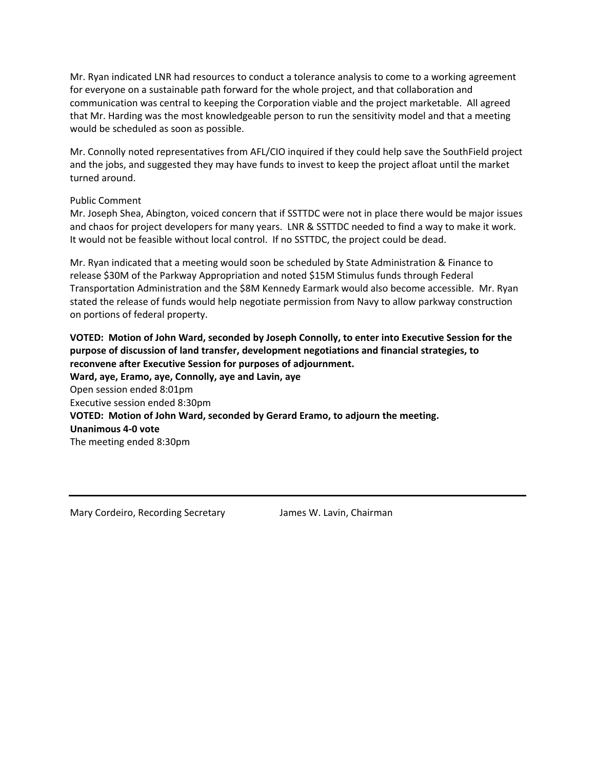Mr. Ryan indicated LNR had resources to conduct a tolerance analysis to come to a working agreement for everyone on a sustainable path forward for the whole project, and that collaboration and communication was central to keeping the Corporation viable and the project marketable. All agreed that Mr. Harding was the most knowledgeable person to run the sensitivity model and that a meeting would be scheduled as soon as possible.

Mr. Connolly noted representatives from AFL/CIO inquired if they could help save the SouthField project and the jobs, and suggested they may have funds to invest to keep the project afloat until the market turned around.

Public Comment

Mr. Joseph Shea, Abington, voiced concern that if SSTTDC were not in place there would be major issues and chaos for project developers for many years. LNR & SSTTDC needed to find a way to make it work. It would not be feasible without local control. If no SSTTDC, the project could be dead.

Mr. Ryan indicated that a meeting would soon be scheduled by State Administration & Finance to release $30M of the Parkway Appropriation and noted $15M Stimulus funds through Federal Transportation Administration and the $8M Kennedy Earmark would also become accessible. Mr. Ryan stated the release of funds would help negotiate permission from Navy to allow parkway construction on portions of federal property.

**VOTED: Motion of John Ward, seconded by Joseph Connolly, to enter into Executive Session for the purpose of discussion of land transfer, development negotiations and financial strategies, to reconvene after Executive Session for purposes of adjournment.**
**Ward, aye, Eramo, aye, Connolly, aye and Lavin, aye**
Open session ended 8:01pm
Executive session ended 8:30pm
**VOTED: Motion of John Ward, seconded by Gerard Eramo, to adjourn the meeting.**
**Unanimous 4-0 vote**
The meeting ended 8:30pm

---

Mary Cordeiro, Recording Secretary James W. Lavin, Chairman